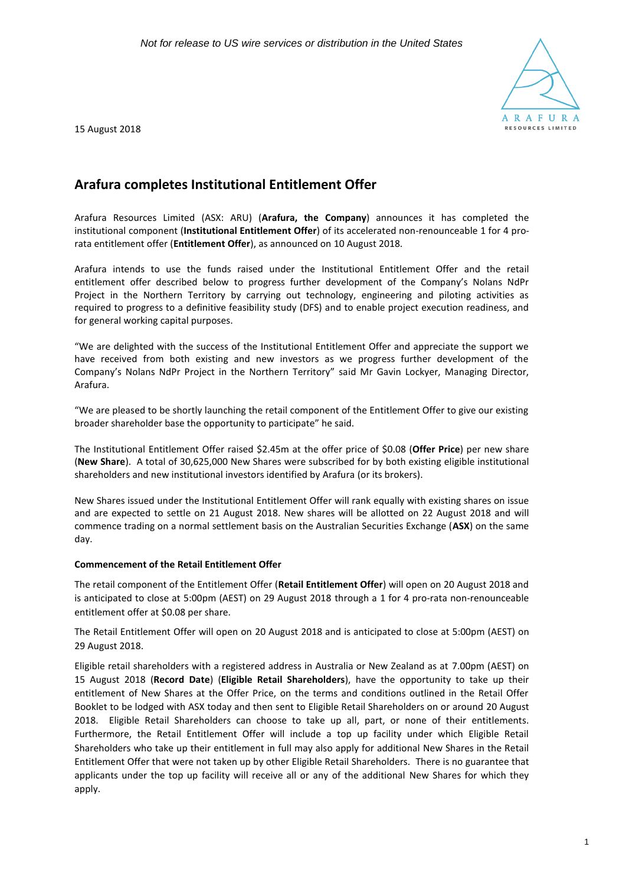*Not for release to US wire services or distribution in the United States*

15 August 2018

# Arafura completes Institutional Entitlement Offer

Arafura Resources Limited (ASX: ARU) (**Arafura, the Company**) announces it has completed the institutional component (**Institutional Entitlement Offer**) of its accelerated non-renounceable 1 for 4 pro-rata entitlement offer (**Entitlement Offer**), as announced on 10 August 2018.

Arafura intends to use the funds raised under the Institutional Entitlement Offer and the retail entitlement offer described below to progress further development of the Company's Nolans NdPr Project in the Northern Territory by carrying out technology, engineering and piloting activities as required to progress to a definitive feasibility study (DFS) and to enable project execution readiness, and for general working capital purposes.

"We are delighted with the success of the Institutional Entitlement Offer and appreciate the support we have received from both existing and new investors as we progress further development of the Company's Nolans NdPr Project in the Northern Territory" said Mr Gavin Lockyer, Managing Director, Arafura.

"We are pleased to be shortly launching the retail component of the Entitlement Offer to give our existing broader shareholder base the opportunity to participate" he said.

The Institutional Entitlement Offer raised $2.45m at the offer price of $0.08 (**Offer Price**) per new share (**New Share**). A total of 30,625,000 New Shares were subscribed for by both existing eligible institutional shareholders and new institutional investors identified by Arafura (or its brokers).

New Shares issued under the Institutional Entitlement Offer will rank equally with existing shares on issue and are expected to settle on 21 August 2018. New shares will be allotted on 22 August 2018 and will commence trading on a normal settlement basis on the Australian Securities Exchange (**ASX**) on the same day.

**Commencement of the Retail Entitlement Offer**

The retail component of the Entitlement Offer (**Retail Entitlement Offer**) will open on 20 August 2018 and is anticipated to close at 5:00pm (AEST) on 29 August 2018 through a 1 for 4 pro-rata non-renounceable entitlement offer at $0.08 per share.

The Retail Entitlement Offer will open on 20 August 2018 and is anticipated to close at 5:00pm (AEST) on 29 August 2018.

Eligible retail shareholders with a registered address in Australia or New Zealand as at 7.00pm (AEST) on 15 August 2018 (**Record Date**) (**Eligible Retail Shareholders**), have the opportunity to take up their entitlement of New Shares at the Offer Price, on the terms and conditions outlined in the Retail Offer Booklet to be lodged with ASX today and then sent to Eligible Retail Shareholders on or around 20 August 2018. Eligible Retail Shareholders can choose to take up all, part, or none of their entitlements. Furthermore, the Retail Entitlement Offer will include a top up facility under which Eligible Retail Shareholders who take up their entitlement in full may also apply for additional New Shares in the Retail Entitlement Offer that were not taken up by other Eligible Retail Shareholders. There is no guarantee that applicants under the top up facility will receive all or any of the additional New Shares for which they apply.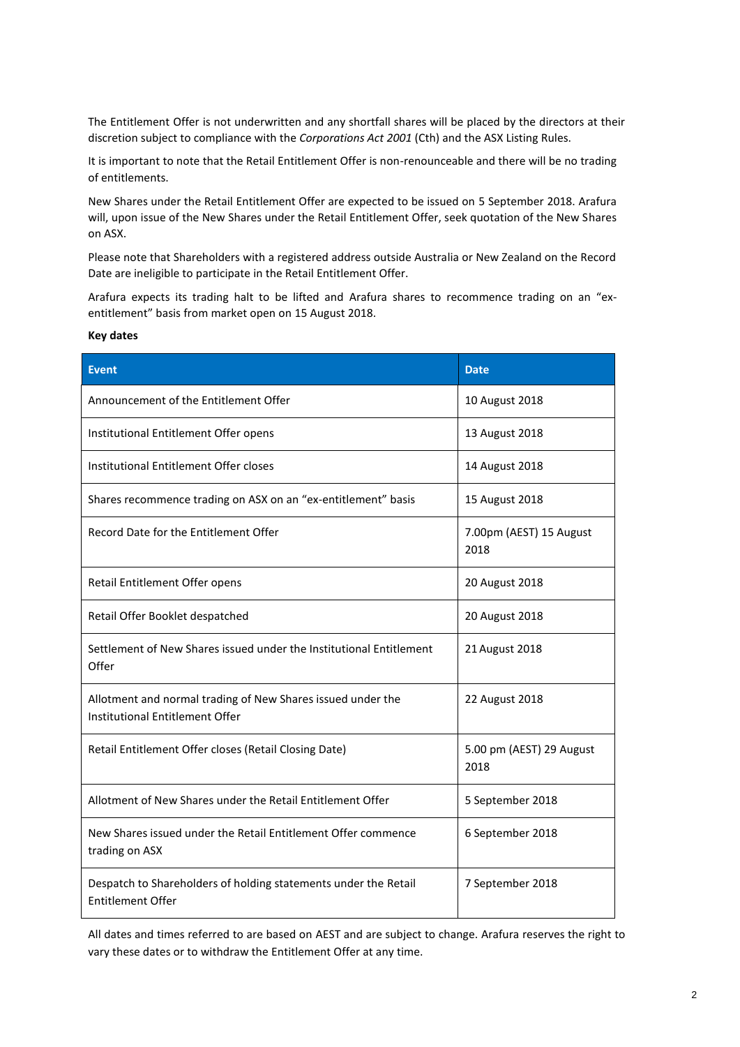The Entitlement Offer is not underwritten and any shortfall shares will be placed by the directors at their discretion subject to compliance with the *Corporations Act 2001* (Cth) and the ASX Listing Rules.

It is important to note that the Retail Entitlement Offer is non-renounceable and there will be no trading of entitlements.

New Shares under the Retail Entitlement Offer are expected to be issued on 5 September 2018. Arafura will, upon issue of the New Shares under the Retail Entitlement Offer, seek quotation of the New Shares on ASX.

Please note that Shareholders with a registered address outside Australia or New Zealand on the Record Date are ineligible to participate in the Retail Entitlement Offer.

Arafura expects its trading halt to be lifted and Arafura shares to recommence trading on an "ex-entitlement" basis from market open on 15 August 2018.

**Key dates**

| Event | Date |
|---|---|
| Announcement of the Entitlement Offer | 10 August 2018 |
| Institutional Entitlement Offer opens | 13 August 2018 |
| Institutional Entitlement Offer closes | 14 August 2018 |
| Shares recommence trading on ASX on an "ex-entitlement" basis | 15 August 2018 |
| Record Date for the Entitlement Offer | 7.00pm (AEST) 15 August 2018 |
| Retail Entitlement Offer opens | 20 August 2018 |
| Retail Offer Booklet despatched | 20 August 2018 |
| Settlement of New Shares issued under the Institutional Entitlement Offer | 21 August 2018 |
| Allotment and normal trading of New Shares issued under the Institutional Entitlement Offer | 22 August 2018 |
| Retail Entitlement Offer closes (Retail Closing Date) | 5.00 pm (AEST) 29 August 2018 |
| Allotment of New Shares under the Retail Entitlement Offer | 5 September 2018 |
| New Shares issued under the Retail Entitlement Offer commence trading on ASX | 6 September 2018 |
| Despatch to Shareholders of holding statements under the Retail Entitlement Offer | 7 September 2018 |

All dates and times referred to are based on AEST and are subject to change. Arafura reserves the right to vary these dates or to withdraw the Entitlement Offer at any time.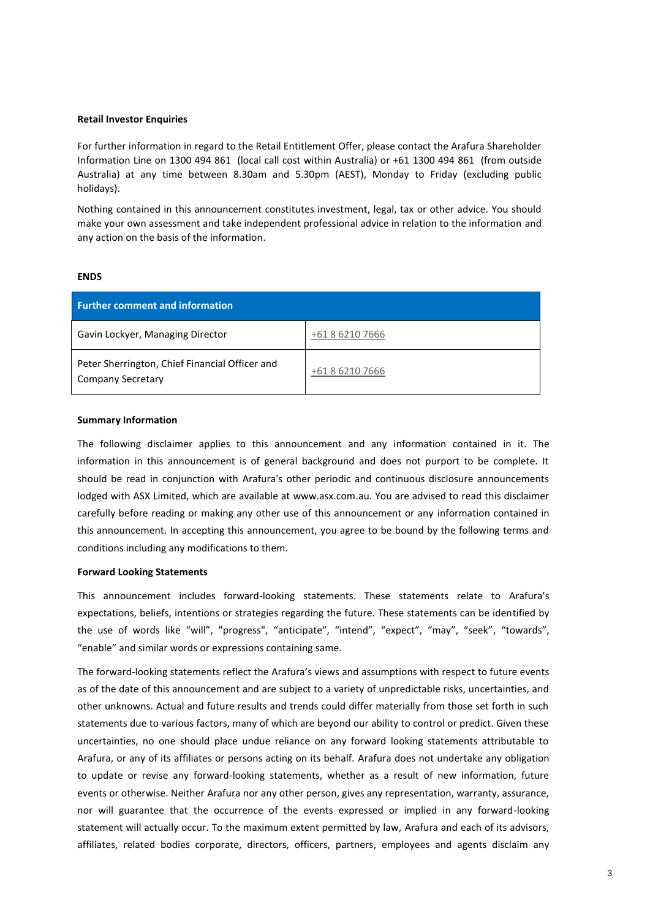**Retail Investor Enquiries**

For further information in regard to the Retail Entitlement Offer, please contact the Arafura Shareholder Information Line on 1300 494 861 (local call cost within Australia) or +61 1300 494 861 (from outside Australia) at any time between 8.30am and 5.30pm (AEST), Monday to Friday (excluding public holidays).

Nothing contained in this announcement constitutes investment, legal, tax or other advice. You should make your own assessment and take independent professional advice in relation to the information and any action on the basis of the information.

**ENDS**

| **Further comment and information** | |
|---|---|
| Gavin Lockyer, Managing Director | +61 8 6210 7666 |
| Peter Sherrington, Chief Financial Officer and Company Secretary | +61 8 6210 7666 |

**Summary Information**

The following disclaimer applies to this announcement and any information contained in it. The information in this announcement is of general background and does not purport to be complete. It should be read in conjunction with Arafura's other periodic and continuous disclosure announcements lodged with ASX Limited, which are available at www.asx.com.au. You are advised to read this disclaimer carefully before reading or making any other use of this announcement or any information contained in this announcement. In accepting this announcement, you agree to be bound by the following terms and conditions including any modifications to them.

**Forward Looking Statements**

This announcement includes forward-looking statements. These statements relate to Arafura's expectations, beliefs, intentions or strategies regarding the future. These statements can be identified by the use of words like "will", "progress", "anticipate", "intend", "expect", "may", "seek", "towards", "enable" and similar words or expressions containing same.

The forward-looking statements reflect the Arafura's views and assumptions with respect to future events as of the date of this announcement and are subject to a variety of unpredictable risks, uncertainties, and other unknowns. Actual and future results and trends could differ materially from those set forth in such statements due to various factors, many of which are beyond our ability to control or predict. Given these uncertainties, no one should place undue reliance on any forward looking statements attributable to Arafura, or any of its affiliates or persons acting on its behalf. Arafura does not undertake any obligation to update or revise any forward-looking statements, whether as a result of new information, future events or otherwise. Neither Arafura nor any other person, gives any representation, warranty, assurance, nor will guarantee that the occurrence of the events expressed or implied in any forward-looking statement will actually occur. To the maximum extent permitted by law, Arafura and each of its advisors, affiliates, related bodies corporate, directors, officers, partners, employees and agents disclaim any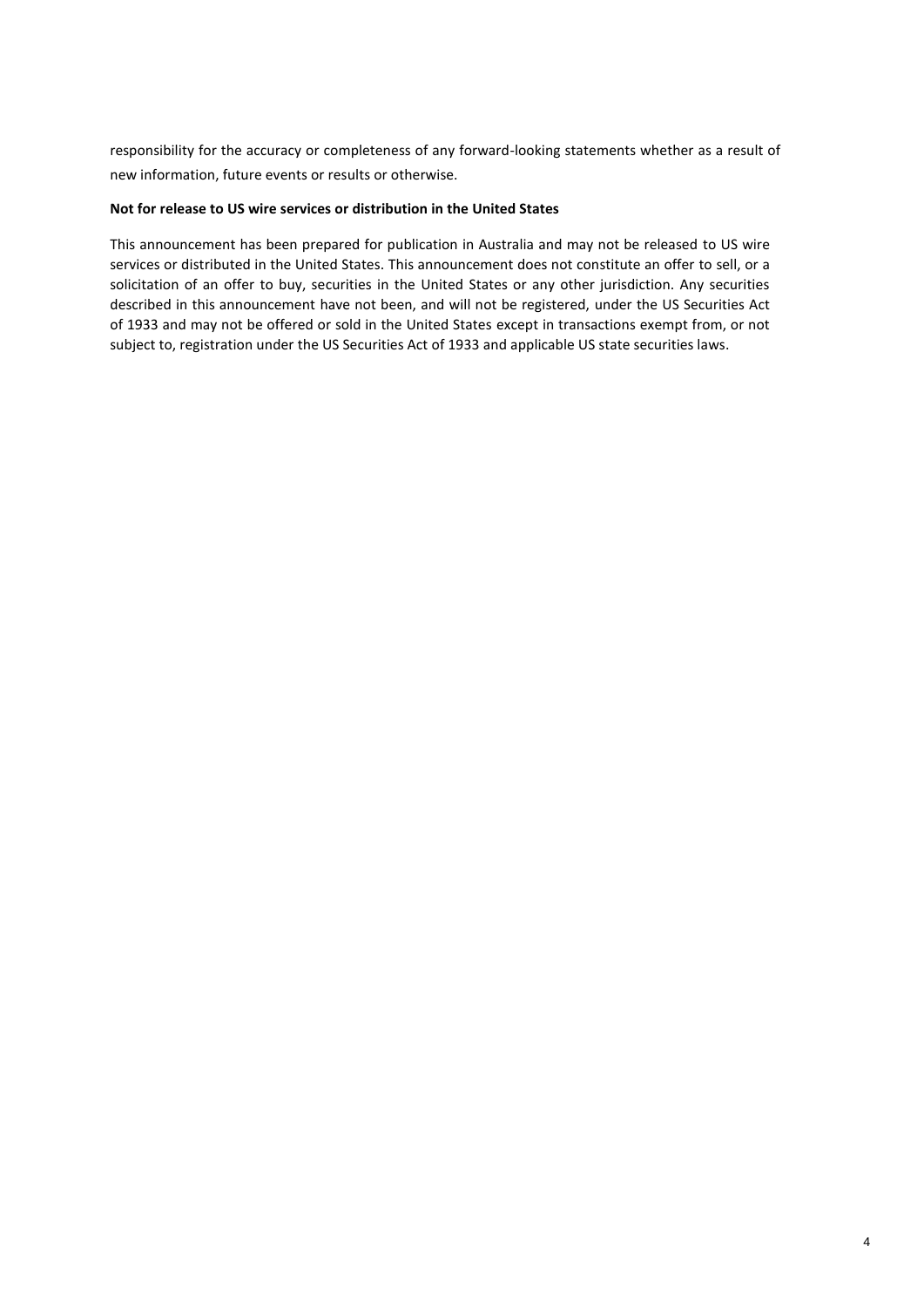responsibility for the accuracy or completeness of any forward-looking statements whether as a result of new information, future events or results or otherwise.

**Not for release to US wire services or distribution in the United States**

This announcement has been prepared for publication in Australia and may not be released to US wire services or distributed in the United States. This announcement does not constitute an offer to sell, or a solicitation of an offer to buy, securities in the United States or any other jurisdiction. Any securities described in this announcement have not been, and will not be registered, under the US Securities Act of 1933 and may not be offered or sold in the United States except in transactions exempt from, or not subject to, registration under the US Securities Act of 1933 and applicable US state securities laws.